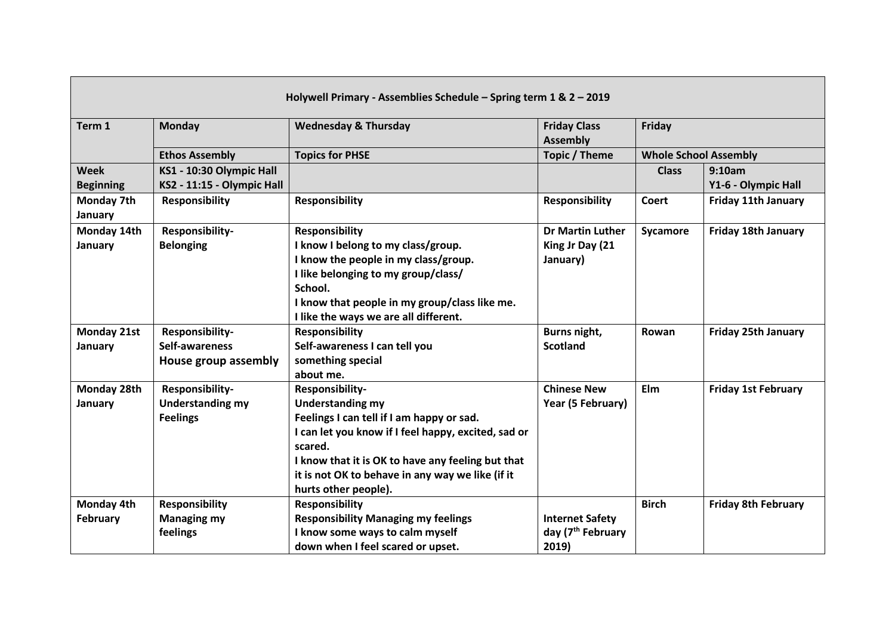| Holywell Primary - Assemblies Schedule – Spring term 1 & 2 – 2019 | | | | | |
|---|---|---|---|---|---|
| **Term 1** | **Monday** | **Wednesday & Thursday** | **Friday Class Assembly** | **Friday** | |
| | **Ethos Assembly** | **Topics for PHSE** | **Topic / Theme** | **Whole School Assembly** | |
| **Week Beginning** | **KS1 - 10:30 Olympic Hall**<br>**KS2 - 11:15 - Olympic Hall** | | | **Class** | **9:10am**<br>**Y1-6 - Olympic Hall** |
| **Monday 7th January** | **Responsibility** | **Responsibility** | **Responsibility** | **Coert** | **Friday 11th January** |
| **Monday 14th January** | **Responsibility- Belonging** | **Responsibility**<br>**I know I belong to my class/group.**<br>**I know the people in my class/group.**<br>**I like belonging to my group/class/ School.**<br>**I know that people in my group/class like me.**<br>**I like the ways we are all different.** | **Dr Martin Luther King Jr Day (21 January)** | **Sycamore** | **Friday 18th January** |
| **Monday 21st January** | **Responsibility- Self-awareness**<br>**House group assembly** | **Responsibility**<br>**Self-awareness I can tell you something special about me.** | **Burns night, Scotland** | **Rowan** | **Friday 25th January** |
| **Monday 28th January** | **Responsibility- Understanding my Feelings** | **Responsibility-**<br>**Understanding my Feelings I can tell if I am happy or sad.**<br>**I can let you know if I feel happy, excited, sad or scared.**<br>**I know that it is OK to have any feeling but that it is not OK to behave in any way we like (if it hurts other people).** | **Chinese New Year (5 February)** | **Elm** | **Friday 1st February** |
| **Monday 4th February** | **Responsibility Managing my feelings** | **Responsibility**<br>**Responsibility Managing my feelings**<br>**I know some ways to calm myself down when I feel scared or upset.** | **Internet Safety day (7th February 2019)** | **Birch** | **Friday 8th February** |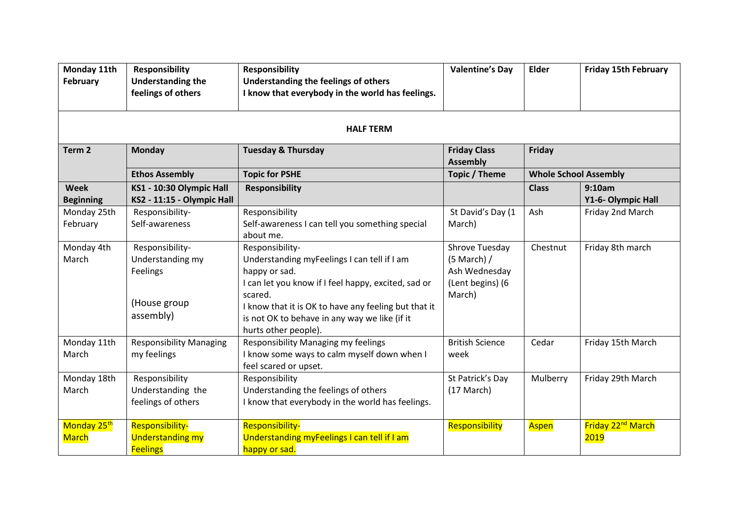| Monday 11th February | **Responsibility Understanding the feelings of others** | **Responsibility Understanding the feelings of others I know that everybody in the world has feelings.** | **Valentine's Day** | **Elder** | **Friday 15th February** |
|---|---|---|---|---|---|
| | | **HALF TERM** | | | |
| **Term 2** | **Monday** | **Tuesday & Thursday** | **Friday Class Assembly** | **Friday** | |
| | **Ethos Assembly** | **Topic for PSHE** | **Topic / Theme** | **Whole School Assembly** | |
| **Week Beginning** | **KS1 - 10:30 Olympic Hall KS2 - 11:15 - Olympic Hall** | **Responsibility** | | **Class** | **9:10am Y1-6- Olympic Hall** |
| Monday 25th February | Responsibility- Self-awareness | Responsibility Self-awareness I can tell you something special about me. | St David's Day (1 March) | Ash | Friday 2nd March |
| Monday 4th March | Responsibility- Understanding my Feelings (House group assembly) | Responsibility- Understanding myFeelings I can tell if I am happy or sad. I can let you know if I feel happy, excited, sad or scared. I know that it is OK to have any feeling but that it is not OK to behave in any way we like (if it hurts other people). | Shrove Tuesday (5 March) / Ash Wednesday (Lent begins) (6 March) | Chestnut | Friday 8th march |
| Monday 11th March | Responsibility Managing my feelings | Responsibility Managing my feelings I know some ways to calm myself down when I feel scared or upset. | British Science week | Cedar | Friday 15th March |
| Monday 18th March | Responsibility Understanding the feelings of others | Responsibility Understanding the feelings of others I know that everybody in the world has feelings. | St Patrick's Day (17 March) | Mulberry | Friday 29th March |
| Monday 25th March | Responsibility- Understanding my Feelings | Responsibility- Understanding myFeelings I can tell if I am happy or sad. | Responsibility | Aspen | Friday 22nd March 2019 |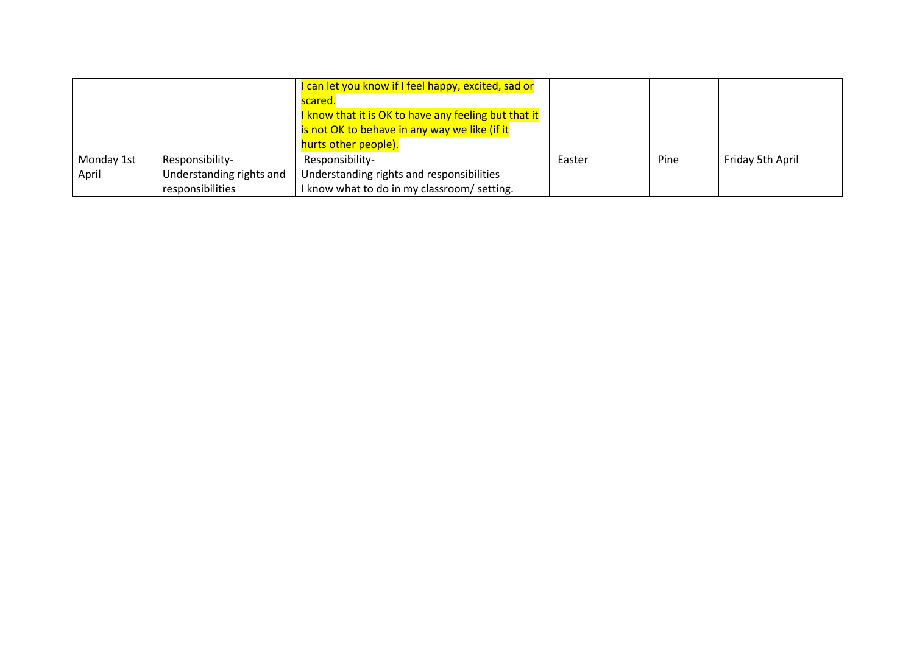| | | | | | |
|---|---|---|---|---|---|
| | | I can let you know if I feel happy, excited, sad or scared.<br>I know that it is OK to have any feeling but that it is not OK to behave in any way we like (if it hurts other people). | | | |
| Monday 1st April | Responsibility- Understanding rights and responsibilities | Responsibility-<br>Understanding rights and responsibilities<br>I know what to do in my classroom/ setting. | Easter | Pine | Friday 5th April |